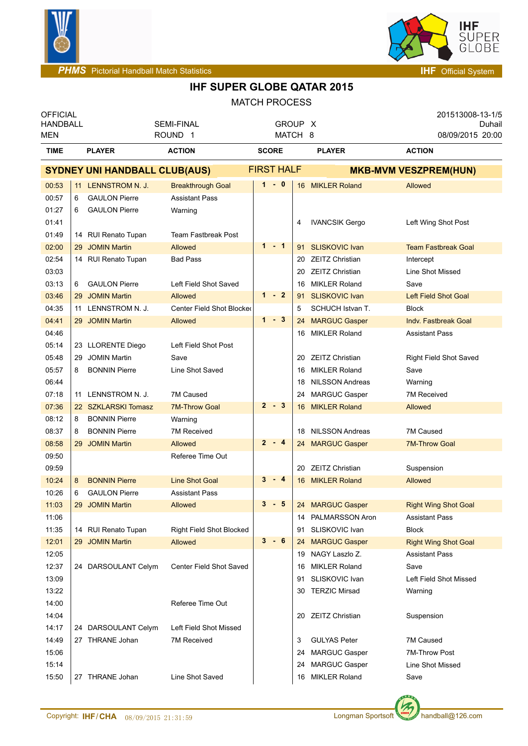PHMS Pictorial Handball Match Statistics — IHF Official System

# IHF SUPER GLOBE QATAR 2015

## MATCH PROCESS

| OFFICIAL HANDBALL MEN | SEMI-FINAL ROUND 1 | GROUP X MATCH 8 | 201513008-13-1/5 Duhail 08/09/2015 20:00 |
|---|---|---|---|

| TIME | PLAYER | ACTION | SCORE | PLAYER | ACTION |
|---|---|---|---|---|---|
| **SYDNEY UNI HANDBALL CLUB(AUS)** | | | FIRST HALF | **MKB-MVM VESZPREM(HUN)** | |
| 00:53 | 11 LENNSTROM N. J. | Breakthrough Goal | 1 - 0 | 16 MIKLER Roland | Allowed |
| 00:57 | 6 GAULON Pierre | Assistant Pass | | | |
| 01:27 | 6 GAULON Pierre | Warning | | | |
| 01:41 | | | | 4 IVANCSIK Gergo | Left Wing Shot Post |
| 01:49 | 14 RUI Renato Tupan | Team Fastbreak Post | | | |
| 02:00 | 29 JOMIN Martin | Allowed | 1 - 1 | 91 SLISKOVIC Ivan | Team Fastbreak Goal |
| 02:54 | 14 RUI Renato Tupan | Bad Pass | | 20 ZEITZ Christian | Intercept |
| 03:03 | | | | 20 ZEITZ Christian | Line Shot Missed |
| 03:13 | 6 GAULON Pierre | Left Field Shot Saved | | 16 MIKLER Roland | Save |
| 03:46 | 29 JOMIN Martin | Allowed | 1 - 2 | 91 SLISKOVIC Ivan | Left Field Shot Goal |
| 04:35 | 11 LENNSTROM N. J. | Center Field Shot Blocked | | 5 SCHUCH Istvan T. | Block |
| 04:41 | 29 JOMIN Martin | Allowed | 1 - 3 | 24 MARGUC Gasper | Indv. Fastbreak Goal |
| 04:46 | | | | 16 MIKLER Roland | Assistant Pass |
| 05:14 | 23 LLORENTE Diego | Left Field Shot Post | | | |
| 05:48 | 29 JOMIN Martin | Save | | 20 ZEITZ Christian | Right Field Shot Saved |
| 05:57 | 8 BONNIN Pierre | Line Shot Saved | | 16 MIKLER Roland | Save |
| 06:44 | | | | 18 NILSSON Andreas | Warning |
| 07:18 | 11 LENNSTROM N. J. | 7M Caused | | 24 MARGUC Gasper | 7M Received |
| 07:36 | 22 SZKLARSKI Tomasz | 7M-Throw Goal | 2 - 3 | 16 MIKLER Roland | Allowed |
| 08:12 | 8 BONNIN Pierre | Warning | | | |
| 08:37 | 8 BONNIN Pierre | 7M Received | | 18 NILSSON Andreas | 7M Caused |
| 08:58 | 29 JOMIN Martin | Allowed | 2 - 4 | 24 MARGUC Gasper | 7M-Throw Goal |
| 09:50 | | Referee Time Out | | | |
| 09:59 | | | | 20 ZEITZ Christian | Suspension |
| 10:24 | 8 BONNIN Pierre | Line Shot Goal | 3 - 4 | 16 MIKLER Roland | Allowed |
| 10:26 | 6 GAULON Pierre | Assistant Pass | | | |
| 11:03 | 29 JOMIN Martin | Allowed | 3 - 5 | 24 MARGUC Gasper | Right Wing Shot Goal |
| 11:06 | | | | 14 PALMARSSON Aron | Assistant Pass |
| 11:35 | 14 RUI Renato Tupan | Right Field Shot Blocked | | 91 SLISKOVIC Ivan | Block |
| 12:01 | 29 JOMIN Martin | Allowed | 3 - 6 | 24 MARGUC Gasper | Right Wing Shot Goal |
| 12:05 | | | | 19 NAGY Laszlo Z. | Assistant Pass |
| 12:37 | 24 DARSOULANT Celym | Center Field Shot Saved | | 16 MIKLER Roland | Save |
| 13:09 | | | | 91 SLISKOVIC Ivan | Left Field Shot Missed |
| 13:22 | | | | 30 TERZIC Mirsad | Warning |
| 14:00 | | Referee Time Out | | | |
| 14:04 | | | | 20 ZEITZ Christian | Suspension |
| 14:17 | 24 DARSOULANT Celym | Left Field Shot Missed | | | |
| 14:49 | 27 THRANE Johan | 7M Received | | 3 GULYAS Peter | 7M Caused |
| 15:06 | | | | 24 MARGUC Gasper | 7M-Throw Post |
| 15:14 | | | | 24 MARGUC Gasper | Line Shot Missed |
| 15:50 | 27 THRANE Johan | Line Shot Saved | | 16 MIKLER Roland | Save |

Copyright: IHF/CHA 08/09/2015 21:31:59 Longman Sportsoft handball@126.com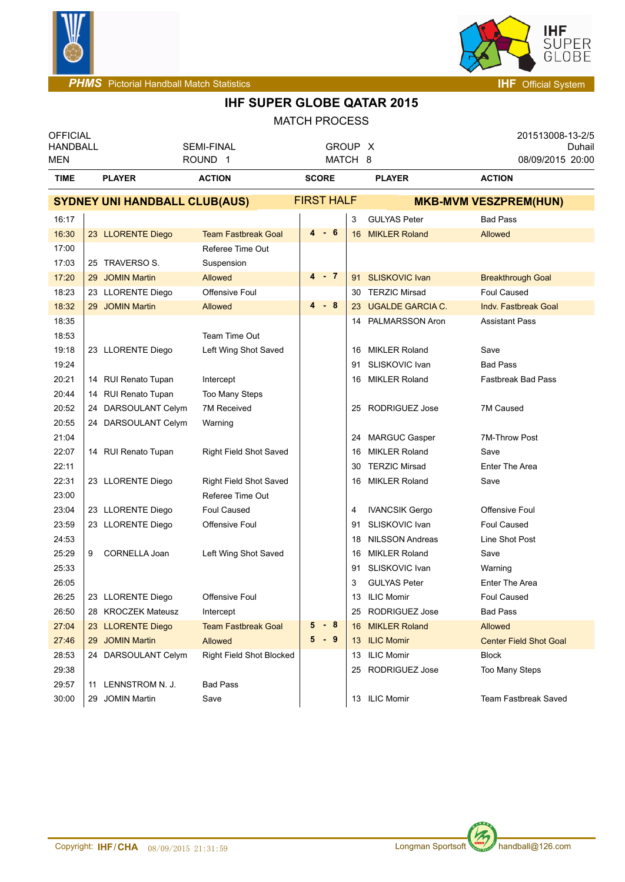PHMS Pictorial Handball Match Statistics — IHF Official System

# IHF SUPER GLOBE QATAR 2015

MATCH PROCESS

| OFFICIAL | | | 201513008-13-2/5 |
|---|---|---|---|
| HANDBALL | SEMI-FINAL | GROUP X | Duhail |
| MEN | ROUND 1 | MATCH 8 | 08/09/2015 20:00 |

**FIRST HALF** — SYDNEY UNI HANDBALL CLUB(AUS) vs MKB-MVM VESZPREM(HUN)

| TIME | PLAYER | ACTION | SCORE | PLAYER | ACTION |
|---|---|---|---|---|---|
| 16:17 | | | | 3 GULYAS Peter | Bad Pass |
| 16:30 | 23 LLORENTE Diego | Team Fastbreak Goal | 4 - 6 | 16 MIKLER Roland | Allowed |
| 17:00 | | Referee Time Out | | | |
| 17:03 | 25 TRAVERSO S. | Suspension | | | |
| 17:20 | 29 JOMIN Martin | Allowed | 4 - 7 | 91 SLISKOVIC Ivan | Breakthrough Goal |
| 18:23 | 23 LLORENTE Diego | Offensive Foul | | 30 TERZIC Mirsad | Foul Caused |
| 18:32 | 29 JOMIN Martin | Allowed | 4 - 8 | 23 UGALDE GARCIA C. | Indv. Fastbreak Goal |
| 18:35 | | | | 14 PALMARSSON Aron | Assistant Pass |
| 18:53 | | Team Time Out | | | |
| 19:18 | 23 LLORENTE Diego | Left Wing Shot Saved | | 16 MIKLER Roland | Save |
| 19:24 | | | | 91 SLISKOVIC Ivan | Bad Pass |
| 20:21 | 14 RUI Renato Tupan | Intercept | | 16 MIKLER Roland | Fastbreak Bad Pass |
| 20:44 | 14 RUI Renato Tupan | Too Many Steps | | | |
| 20:52 | 24 DARSOULANT Celym | 7M Received | | 25 RODRIGUEZ Jose | 7M Caused |
| 20:55 | 24 DARSOULANT Celym | Warning | | | |
| 21:04 | | | | 24 MARGUC Gasper | 7M-Throw Post |
| 22:07 | 14 RUI Renato Tupan | Right Field Shot Saved | | 16 MIKLER Roland | Save |
| 22:11 | | | | 30 TERZIC Mirsad | Enter The Area |
| 22:31 | 23 LLORENTE Diego | Right Field Shot Saved | | 16 MIKLER Roland | Save |
| 23:00 | | Referee Time Out | | | |
| 23:04 | 23 LLORENTE Diego | Foul Caused | | 4 IVANCSIK Gergo | Offensive Foul |
| 23:59 | 23 LLORENTE Diego | Offensive Foul | | 91 SLISKOVIC Ivan | Foul Caused |
| 24:53 | | | | 18 NILSSON Andreas | Line Shot Post |
| 25:29 | 9 CORNELLA Joan | Left Wing Shot Saved | | 16 MIKLER Roland | Save |
| 25:33 | | | | 91 SLISKOVIC Ivan | Warning |
| 26:05 | | | | 3 GULYAS Peter | Enter The Area |
| 26:25 | 23 LLORENTE Diego | Offensive Foul | | 13 ILIC Momir | Foul Caused |
| 26:50 | 28 KROCZEK Mateusz | Intercept | | 25 RODRIGUEZ Jose | Bad Pass |
| 27:04 | 23 LLORENTE Diego | Team Fastbreak Goal | 5 - 8 | 16 MIKLER Roland | Allowed |
| 27:46 | 29 JOMIN Martin | Allowed | 5 - 9 | 13 ILIC Momir | Center Field Shot Goal |
| 28:53 | 24 DARSOULANT Celym | Right Field Shot Blocked | | 13 ILIC Momir | Block |
| 29:38 | | | | 25 RODRIGUEZ Jose | Too Many Steps |
| 29:57 | 11 LENNSTROM N. J. | Bad Pass | | | |
| 30:00 | 29 JOMIN Martin | Save | | 13 ILIC Momir | Team Fastbreak Saved |

Copyright: IHF/CHA 08/09/2015 21:31:59 — Longman Sportsoft handball@126.com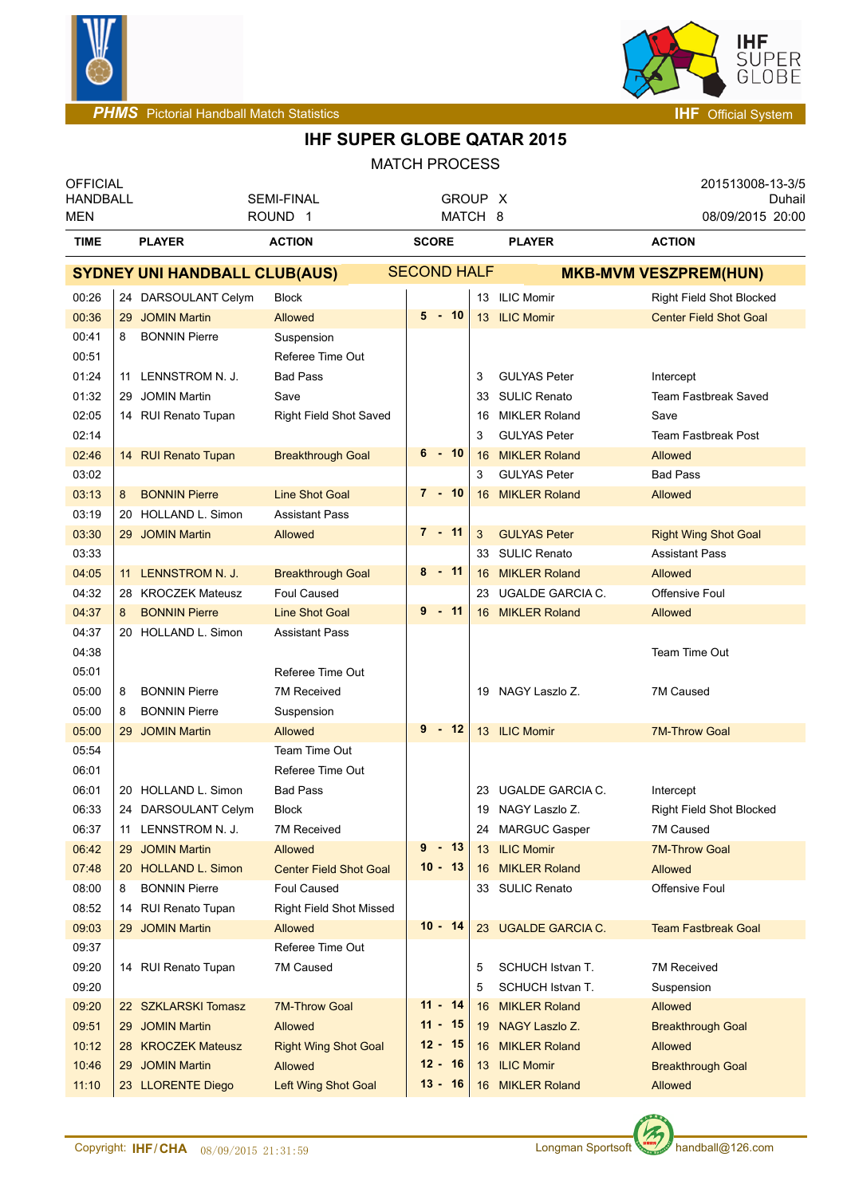# IHF SUPER GLOBE QATAR 2015

MATCH PROCESS

| OFFICIAL | | | 201513008-13-3/5 |
|---|---|---|---|
| HANDBALL | SEMI-FINAL | GROUP X | Duhail |
| MEN | ROUND 1 | MATCH 8 | 08/09/2015 20:00 |

| TIME | PLAYER | ACTION | SCORE | PLAYER | ACTION |
|---|---|---|---|---|---|
| **SYDNEY UNI HANDBALL CLUB(AUS)** | | | **SECOND HALF** | **MKB-MVM VESZPREM(HUN)** | |
| 00:26 | 24 DARSOULANT Celym | Block | | 13 ILIC Momir | Right Field Shot Blocked |
| 00:36 | 29 JOMIN Martin | Allowed | 5 - 10 | 13 ILIC Momir | Center Field Shot Goal |
| 00:41 | 8 BONNIN Pierre | Suspension | | | |
| 00:51 | | Referee Time Out | | | |
| 01:24 | 11 LENNSTROM N. J. | Bad Pass | | 3 GULYAS Peter | Intercept |
| 01:32 | 29 JOMIN Martin | Save | | 33 SULIC Renato | Team Fastbreak Saved |
| 02:05 | 14 RUI Renato Tupan | Right Field Shot Saved | | 16 MIKLER Roland | Save |
| 02:14 | | | | 3 GULYAS Peter | Team Fastbreak Post |
| 02:46 | 14 RUI Renato Tupan | Breakthrough Goal | 6 - 10 | 16 MIKLER Roland | Allowed |
| 03:02 | | | | 3 GULYAS Peter | Bad Pass |
| 03:13 | 8 BONNIN Pierre | Line Shot Goal | 7 - 10 | 16 MIKLER Roland | Allowed |
| 03:19 | 20 HOLLAND L. Simon | Assistant Pass | | | |
| 03:30 | 29 JOMIN Martin | Allowed | 7 - 11 | 3 GULYAS Peter | Right Wing Shot Goal |
| 03:33 | | | | 33 SULIC Renato | Assistant Pass |
| 04:05 | 11 LENNSTROM N. J. | Breakthrough Goal | 8 - 11 | 16 MIKLER Roland | Allowed |
| 04:32 | 28 KROCZEK Mateusz | Foul Caused | | 23 UGALDE GARCIA C. | Offensive Foul |
| 04:37 | 8 BONNIN Pierre | Line Shot Goal | 9 - 11 | 16 MIKLER Roland | Allowed |
| 04:37 | 20 HOLLAND L. Simon | Assistant Pass | | | |
| 04:38 | | | | | Team Time Out |
| 05:01 | | Referee Time Out | | | |
| 05:00 | 8 BONNIN Pierre | 7M Received | | 19 NAGY Laszlo Z. | 7M Caused |
| 05:00 | 8 BONNIN Pierre | Suspension | | | |
| 05:00 | 29 JOMIN Martin | Allowed | 9 - 12 | 13 ILIC Momir | 7M-Throw Goal |
| 05:54 | | Team Time Out | | | |
| 06:01 | | Referee Time Out | | | |
| 06:01 | 20 HOLLAND L. Simon | Bad Pass | | 23 UGALDE GARCIA C. | Intercept |
| 06:33 | 24 DARSOULANT Celym | Block | | 19 NAGY Laszlo Z. | Right Field Shot Blocked |
| 06:37 | 11 LENNSTROM N. J. | 7M Received | | 24 MARGUC Gasper | 7M Caused |
| 06:42 | 29 JOMIN Martin | Allowed | 9 - 13 | 13 ILIC Momir | 7M-Throw Goal |
| 07:48 | 20 HOLLAND L. Simon | Center Field Shot Goal | 10 - 13 | 16 MIKLER Roland | Allowed |
| 08:00 | 8 BONNIN Pierre | Foul Caused | | 33 SULIC Renato | Offensive Foul |
| 08:52 | 14 RUI Renato Tupan | Right Field Shot Missed | | | |
| 09:03 | 29 JOMIN Martin | Allowed | 10 - 14 | 23 UGALDE GARCIA C. | Team Fastbreak Goal |
| 09:37 | | Referee Time Out | | | |
| 09:20 | 14 RUI Renato Tupan | 7M Caused | | 5 SCHUCH Istvan T. | 7M Received |
| 09:20 | | | | 5 SCHUCH Istvan T. | Suspension |
| 09:20 | 22 SZKLARSKI Tomasz | 7M-Throw Goal | 11 - 14 | 16 MIKLER Roland | Allowed |
| 09:51 | 29 JOMIN Martin | Allowed | 11 - 15 | 19 NAGY Laszlo Z. | Breakthrough Goal |
| 10:12 | 28 KROCZEK Mateusz | Right Wing Shot Goal | 12 - 15 | 16 MIKLER Roland | Allowed |
| 10:46 | 29 JOMIN Martin | Allowed | 12 - 16 | 13 ILIC Momir | Breakthrough Goal |
| 11:10 | 23 LLORENTE Diego | Left Wing Shot Goal | 13 - 16 | 16 MIKLER Roland | Allowed |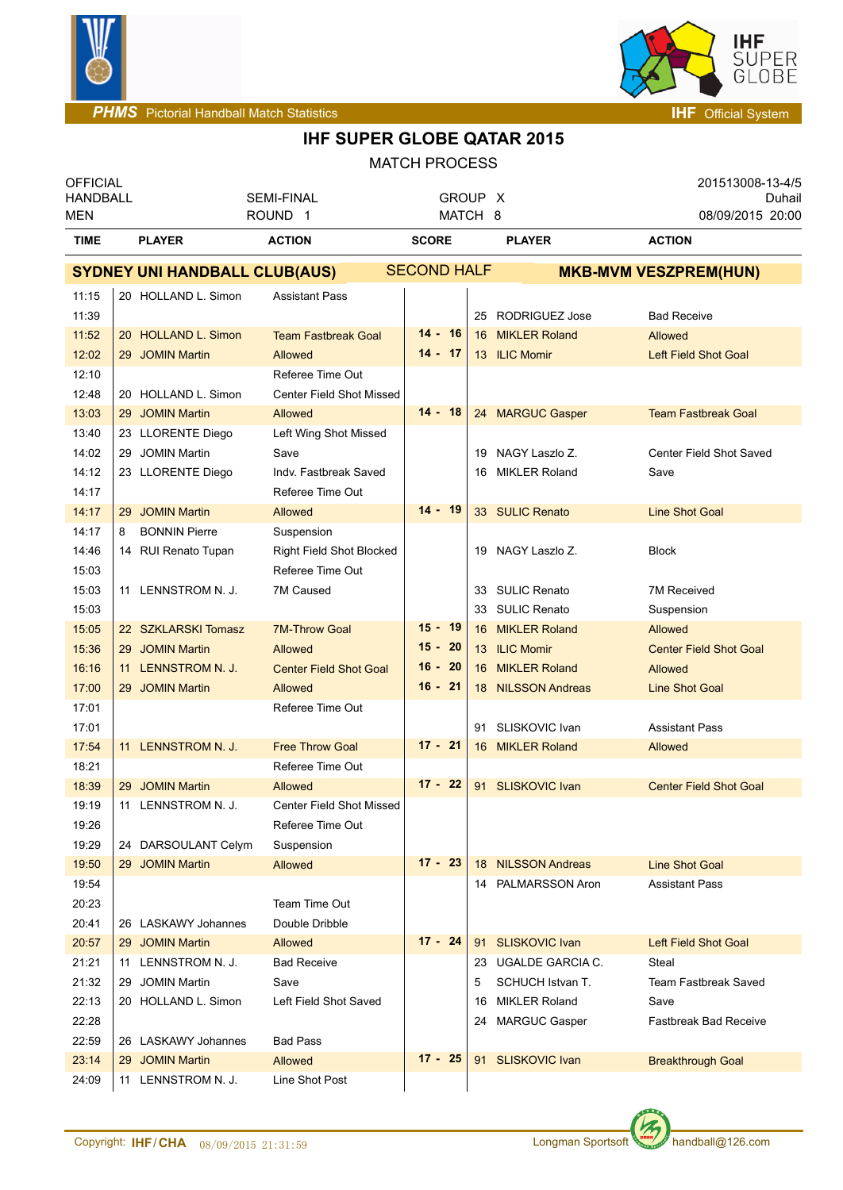# IHF SUPER GLOBE QATAR 2015

MATCH PROCESS

| OFFICIAL HANDBALL MEN | SEMI-FINAL ROUND 1 | GROUP X MATCH 8 | 201513008-13-4/5 Duhail 08/09/2015 20:00 |
|---|---|---|---|

**SYDNEY UNI HANDBALL CLUB(AUS)** — SECOND HALF — **MKB-MVM VESZPREM(HUN)**

| TIME | PLAYER | ACTION | SCORE | PLAYER | ACTION |
|---|---|---|---|---|---|
| 11:15 | 20 HOLLAND L. Simon | Assistant Pass | | | |
| 11:39 | | | | 25 RODRIGUEZ Jose | Bad Receive |
| 11:52 | 20 HOLLAND L. Simon | Team Fastbreak Goal | 14 - 16 | 16 MIKLER Roland | Allowed |
| 12:02 | 29 JOMIN Martin | Allowed | 14 - 17 | 13 ILIC Momir | Left Field Shot Goal |
| 12:10 | | Referee Time Out | | | |
| 12:48 | 20 HOLLAND L. Simon | Center Field Shot Missed | | | |
| 13:03 | 29 JOMIN Martin | Allowed | 14 - 18 | 24 MARGUC Gasper | Team Fastbreak Goal |
| 13:40 | 23 LLORENTE Diego | Left Wing Shot Missed | | | |
| 14:02 | 29 JOMIN Martin | Save | | 19 NAGY Laszlo Z. | Center Field Shot Saved |
| 14:12 | 23 LLORENTE Diego | Indv. Fastbreak Saved | | 16 MIKLER Roland | Save |
| 14:17 | | Referee Time Out | | | |
| 14:17 | 29 JOMIN Martin | Allowed | 14 - 19 | 33 SULIC Renato | Line Shot Goal |
| 14:17 | 8 BONNIN Pierre | Suspension | | | |
| 14:46 | 14 RUI Renato Tupan | Right Field Shot Blocked | | 19 NAGY Laszlo Z. | Block |
| 15:03 | | Referee Time Out | | | |
| 15:03 | 11 LENNSTROM N. J. | 7M Caused | | 33 SULIC Renato | 7M Received |
| 15:03 | | | | 33 SULIC Renato | Suspension |
| 15:05 | 22 SZKLARSKI Tomasz | 7M-Throw Goal | 15 - 19 | 16 MIKLER Roland | Allowed |
| 15:36 | 29 JOMIN Martin | Allowed | 15 - 20 | 13 ILIC Momir | Center Field Shot Goal |
| 16:16 | 11 LENNSTROM N. J. | Center Field Shot Goal | 16 - 20 | 16 MIKLER Roland | Allowed |
| 17:00 | 29 JOMIN Martin | Allowed | 16 - 21 | 18 NILSSON Andreas | Line Shot Goal |
| 17:01 | | Referee Time Out | | | |
| 17:01 | | | | 91 SLISKOVIC Ivan | Assistant Pass |
| 17:54 | 11 LENNSTROM N. J. | Free Throw Goal | 17 - 21 | 16 MIKLER Roland | Allowed |
| 18:21 | | Referee Time Out | | | |
| 18:39 | 29 JOMIN Martin | Allowed | 17 - 22 | 91 SLISKOVIC Ivan | Center Field Shot Goal |
| 19:19 | 11 LENNSTROM N. J. | Center Field Shot Missed | | | |
| 19:26 | | Referee Time Out | | | |
| 19:29 | 24 DARSOULANT Celym | Suspension | | | |
| 19:50 | 29 JOMIN Martin | Allowed | 17 - 23 | 18 NILSSON Andreas | Line Shot Goal |
| 19:54 | | | | 14 PALMARSSON Aron | Assistant Pass |
| 20:23 | | Team Time Out | | | |
| 20:41 | 26 LASKAWY Johannes | Double Dribble | | | |
| 20:57 | 29 JOMIN Martin | Allowed | 17 - 24 | 91 SLISKOVIC Ivan | Left Field Shot Goal |
| 21:21 | 11 LENNSTROM N. J. | Bad Receive | | 23 UGALDE GARCIA C. | Steal |
| 21:32 | 29 JOMIN Martin | Save | | 5 SCHUCH Istvan T. | Team Fastbreak Saved |
| 22:13 | 20 HOLLAND L. Simon | Left Field Shot Saved | | 16 MIKLER Roland | Save |
| 22:28 | | | | 24 MARGUC Gasper | Fastbreak Bad Receive |
| 22:59 | 26 LASKAWY Johannes | Bad Pass | | | |
| 23:14 | 29 JOMIN Martin | Allowed | 17 - 25 | 91 SLISKOVIC Ivan | Breakthrough Goal |
| 24:09 | 11 LENNSTROM N. J. | Line Shot Post | | | |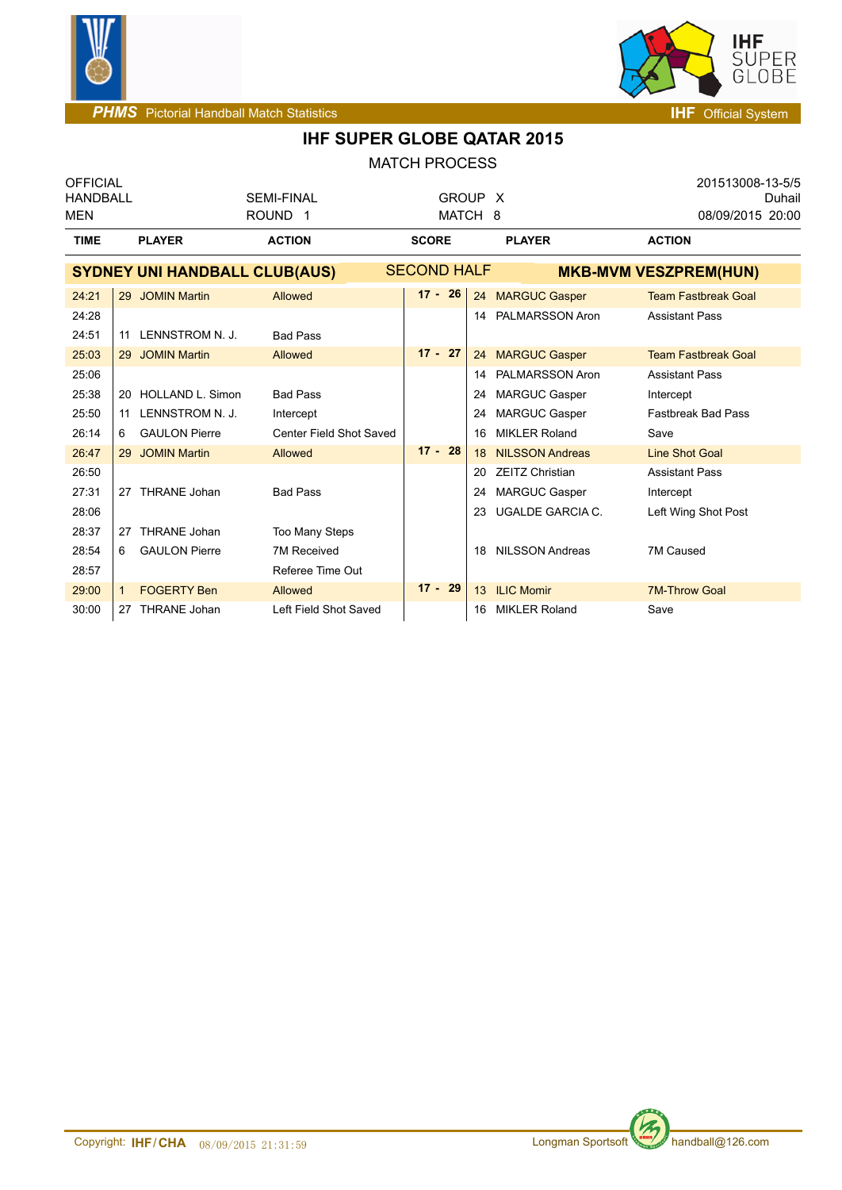PHMS Pictorial Handball Match Statistics — IHF Official System

# IHF SUPER GLOBE QATAR 2015

MATCH PROCESS

| | | | |
|---|---|---|---|
| OFFICIAL | | | 201513008-13-5/5 |
| HANDBALL | SEMI-FINAL | GROUP X | Duhail |
| MEN | ROUND 1 | MATCH 8 | 08/09/2015 20:00 |

| TIME | PLAYER | ACTION | SCORE | PLAYER | ACTION |
|---|---|---|---|---|---|
| | **SYDNEY UNI HANDBALL CLUB(AUS)** | | SECOND HALF | **MKB-MVM VESZPREM(HUN)** | |
| 24:21 | 29 JOMIN Martin | Allowed | **17 - 26** | 24 MARGUC Gasper | Team Fastbreak Goal |
| 24:28 | | | | 14 PALMARSSON Aron | Assistant Pass |
| 24:51 | 11 LENNSTROM N. J. | Bad Pass | | | |
| 25:03 | 29 JOMIN Martin | Allowed | **17 - 27** | 24 MARGUC Gasper | Team Fastbreak Goal |
| 25:06 | | | | 14 PALMARSSON Aron | Assistant Pass |
| 25:38 | 20 HOLLAND L. Simon | Bad Pass | | 24 MARGUC Gasper | Intercept |
| 25:50 | 11 LENNSTROM N. J. | Intercept | | 24 MARGUC Gasper | Fastbreak Bad Pass |
| 26:14 | 6 GAULON Pierre | Center Field Shot Saved | | 16 MIKLER Roland | Save |
| 26:47 | 29 JOMIN Martin | Allowed | **17 - 28** | 18 NILSSON Andreas | Line Shot Goal |
| 26:50 | | | | 20 ZEITZ Christian | Assistant Pass |
| 27:31 | 27 THRANE Johan | Bad Pass | | 24 MARGUC Gasper | Intercept |
| 28:06 | | | | 23 UGALDE GARCIA C. | Left Wing Shot Post |
| 28:37 | 27 THRANE Johan | Too Many Steps | | | |
| 28:54 | 6 GAULON Pierre | 7M Received | | 18 NILSSON Andreas | 7M Caused |
| 28:57 | | Referee Time Out | | | |
| 29:00 | 1 FOGERTY Ben | Allowed | **17 - 29** | 13 ILIC Momir | 7M-Throw Goal |
| 30:00 | 27 THRANE Johan | Left Field Shot Saved | | 16 MIKLER Roland | Save |

Copyright: IHF/CHA 08/09/2015 21:31:59 — Longman Sportsoft handball@126.com